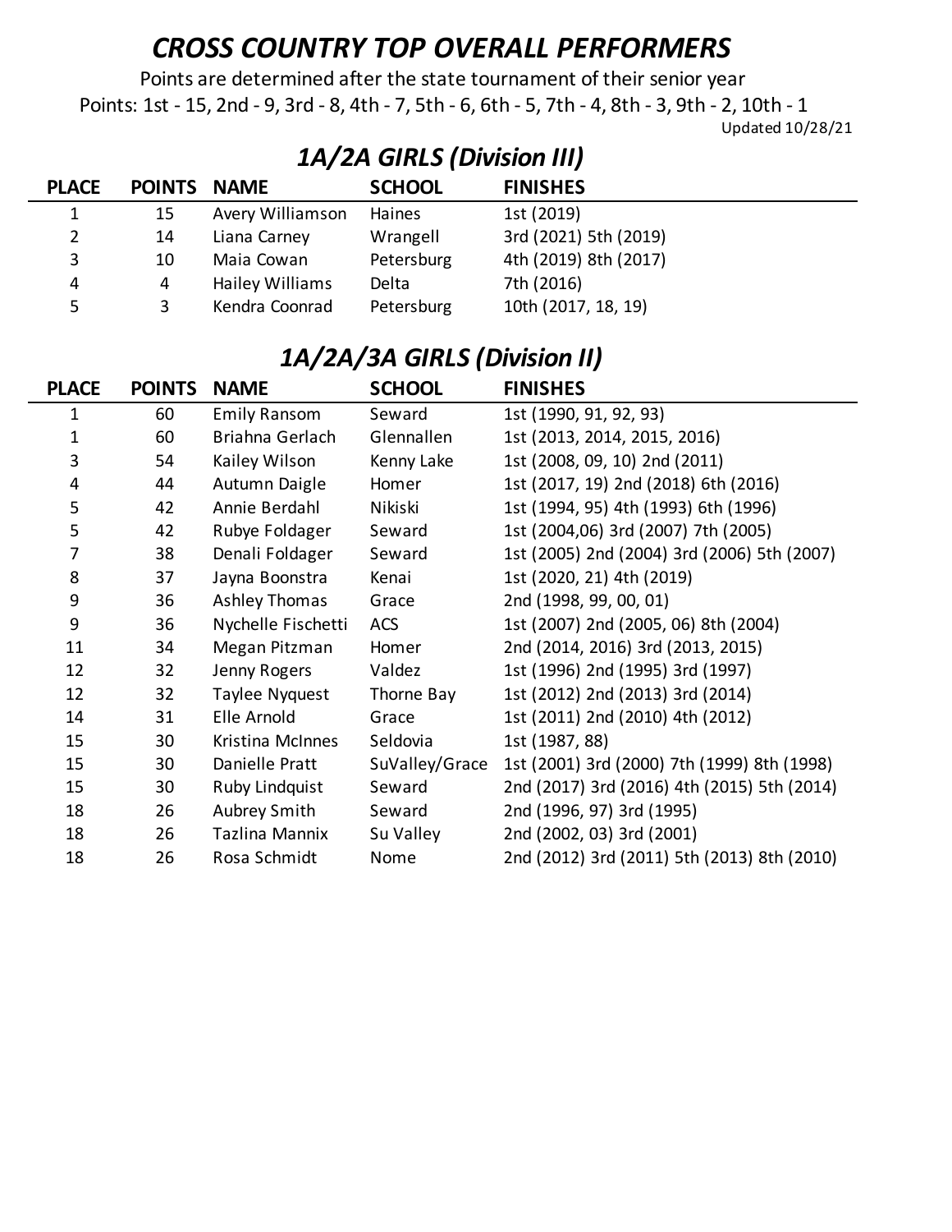# *CROSS COUNTRY TOP OVERALL PERFORMERS*

Points are determined after the state tournament of their senior year

Points: 1st - 15, 2nd - 9, 3rd - 8, 4th - 7, 5th - 6, 6th - 5, 7th - 4, 8th - 3, 9th - 2, 10th - 1

Updated 10/28/21

## *1A/2A GIRLS (Division III)*

| PLACE | POINTS | NAME | SCHOOL | FINISHES |
|---|---|---|---|---|
| 1 | 15 | Avery Williamson | Haines | 1st (2019) |
| 2 | 14 | Liana Carney | Wrangell | 3rd (2021) 5th (2019) |
| 3 | 10 | Maia Cowan | Petersburg | 4th (2019) 8th (2017) |
| 4 | 4 | Hailey Williams | Delta | 7th (2016) |
| 5 | 3 | Kendra Coonrad | Petersburg | 10th (2017, 18, 19) |

## *1A/2A/3A GIRLS (Division II)*

| PLACE | POINTS | NAME | SCHOOL | FINISHES |
|---|---|---|---|---|
| 1 | 60 | Emily Ransom | Seward | 1st (1990, 91, 92, 93) |
| 1 | 60 | Briahna Gerlach | Glennallen | 1st (2013, 2014, 2015, 2016) |
| 3 | 54 | Kailey Wilson | Kenny Lake | 1st (2008, 09, 10) 2nd (2011) |
| 4 | 44 | Autumn Daigle | Homer | 1st (2017, 19) 2nd (2018) 6th (2016) |
| 5 | 42 | Annie Berdahl | Nikiski | 1st (1994, 95) 4th (1993) 6th (1996) |
| 5 | 42 | Rubye Foldager | Seward | 1st (2004,06) 3rd (2007) 7th (2005) |
| 7 | 38 | Denali Foldager | Seward | 1st (2005) 2nd (2004) 3rd (2006) 5th (2007) |
| 8 | 37 | Jayna Boonstra | Kenai | 1st (2020, 21) 4th (2019) |
| 9 | 36 | Ashley Thomas | Grace | 2nd (1998, 99, 00, 01) |
| 9 | 36 | Nychelle Fischetti | ACS | 1st (2007) 2nd (2005, 06) 8th (2004) |
| 11 | 34 | Megan Pitzman | Homer | 2nd (2014, 2016) 3rd (2013, 2015) |
| 12 | 32 | Jenny Rogers | Valdez | 1st (1996) 2nd (1995) 3rd (1997) |
| 12 | 32 | Taylee Nyquest | Thorne Bay | 1st (2012) 2nd (2013) 3rd (2014) |
| 14 | 31 | Elle Arnold | Grace | 1st (2011) 2nd (2010) 4th (2012) |
| 15 | 30 | Kristina McInnes | Seldovia | 1st (1987, 88) |
| 15 | 30 | Danielle Pratt | SuValley/Grace | 1st (2001) 3rd (2000) 7th (1999) 8th (1998) |
| 15 | 30 | Ruby Lindquist | Seward | 2nd (2017) 3rd (2016) 4th (2015) 5th (2014) |
| 18 | 26 | Aubrey Smith | Seward | 2nd (1996, 97) 3rd (1995) |
| 18 | 26 | Tazlina Mannix | Su Valley | 2nd (2002, 03) 3rd (2001) |
| 18 | 26 | Rosa Schmidt | Nome | 2nd (2012) 3rd (2011) 5th (2013) 8th (2010) |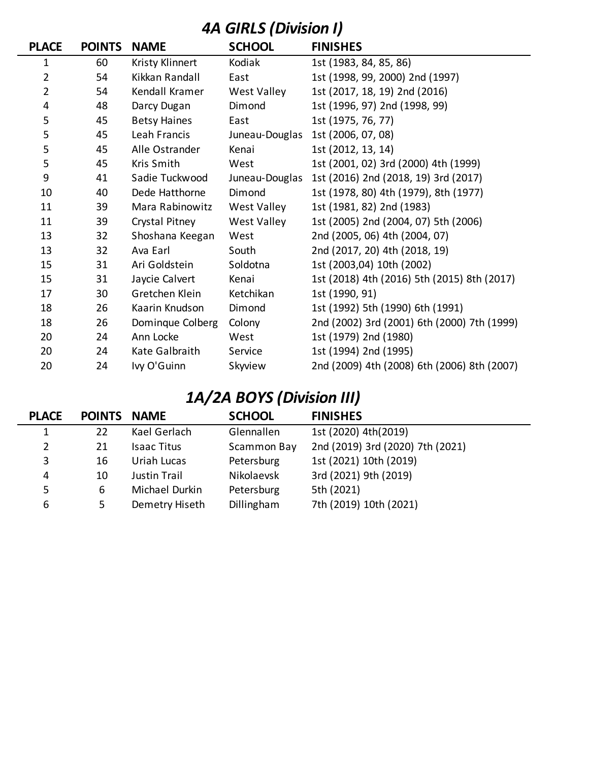## *4A GIRLS (Division I)*

| PLACE | POINTS | NAME | SCHOOL | FINISHES |
|---|---|---|---|---|
| 1 | 60 | Kristy Klinnert | Kodiak | 1st (1983, 84, 85, 86) |
| 2 | 54 | Kikkan Randall | East | 1st (1998, 99, 2000) 2nd (1997) |
| 2 | 54 | Kendall Kramer | West Valley | 1st (2017, 18, 19) 2nd (2016) |
| 4 | 48 | Darcy Dugan | Dimond | 1st (1996, 97) 2nd (1998, 99) |
| 5 | 45 | Betsy Haines | East | 1st (1975, 76, 77) |
| 5 | 45 | Leah Francis | Juneau-Douglas | 1st (2006, 07, 08) |
| 5 | 45 | Alle Ostrander | Kenai | 1st (2012, 13, 14) |
| 5 | 45 | Kris Smith | West | 1st (2001, 02) 3rd (2000) 4th (1999) |
| 9 | 41 | Sadie Tuckwood | Juneau-Douglas | 1st (2016) 2nd (2018, 19) 3rd (2017) |
| 10 | 40 | Dede Hatthorne | Dimond | 1st (1978, 80) 4th (1979), 8th (1977) |
| 11 | 39 | Mara Rabinowitz | West Valley | 1st (1981, 82) 2nd (1983) |
| 11 | 39 | Crystal Pitney | West Valley | 1st (2005) 2nd (2004, 07) 5th (2006) |
| 13 | 32 | Shoshana Keegan | West | 2nd (2005, 06) 4th (2004, 07) |
| 13 | 32 | Ava Earl | South | 2nd (2017, 20) 4th (2018, 19) |
| 15 | 31 | Ari Goldstein | Soldotna | 1st (2003,04) 10th (2002) |
| 15 | 31 | Jaycie Calvert | Kenai | 1st (2018) 4th (2016) 5th (2015) 8th (2017) |
| 17 | 30 | Gretchen Klein | Ketchikan | 1st (1990, 91) |
| 18 | 26 | Kaarin Knudson | Dimond | 1st (1992) 5th (1990) 6th (1991) |
| 18 | 26 | Dominque Colberg | Colony | 2nd (2002) 3rd (2001) 6th (2000) 7th (1999) |
| 20 | 24 | Ann Locke | West | 1st (1979) 2nd (1980) |
| 20 | 24 | Kate Galbraith | Service | 1st (1994) 2nd (1995) |
| 20 | 24 | Ivy O'Guinn | Skyview | 2nd (2009) 4th (2008) 6th (2006) 8th (2007) |

## *1A/2A BOYS (Division III)*

| PLACE | POINTS | NAME | SCHOOL | FINISHES |
|---|---|---|---|---|
| 1 | 22 | Kael Gerlach | Glennallen | 1st (2020) 4th(2019) |
| 2 | 21 | Isaac Titus | Scammon Bay | 2nd (2019) 3rd (2020) 7th (2021) |
| 3 | 16 | Uriah Lucas | Petersburg | 1st (2021) 10th (2019) |
| 4 | 10 | Justin Trail | Nikolaevsk | 3rd (2021) 9th (2019) |
| 5 | 6 | Michael Durkin | Petersburg | 5th (2021) |
| 6 | 5 | Demetry Hiseth | Dillingham | 7th (2019) 10th (2021) |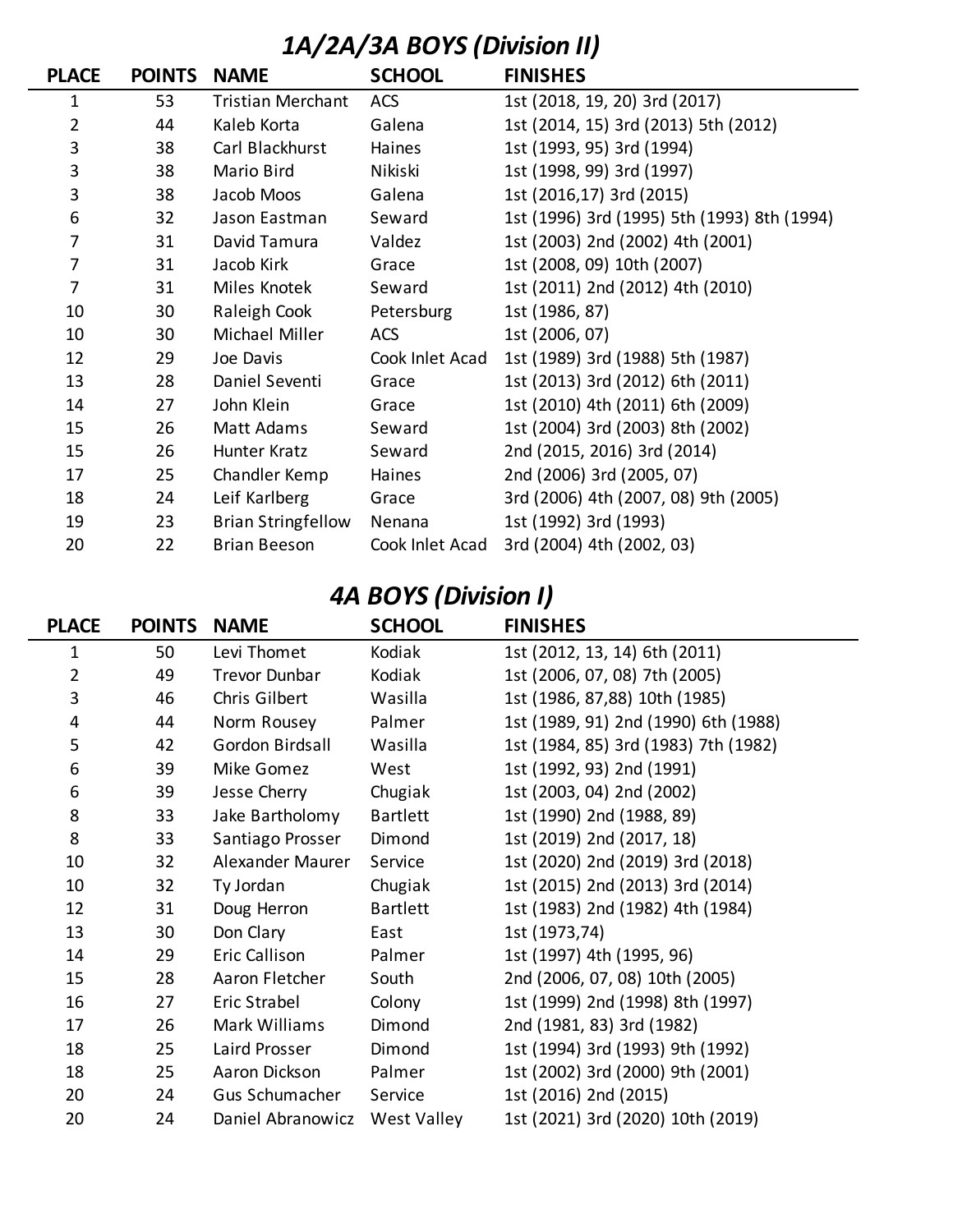## *1A/2A/3A BOYS (Division II)*

| PLACE | POINTS | NAME | SCHOOL | FINISHES |
|---|---|---|---|---|
| 1 | 53 | Tristian Merchant | ACS | 1st (2018, 19, 20) 3rd (2017) |
| 2 | 44 | Kaleb Korta | Galena | 1st (2014, 15) 3rd (2013) 5th (2012) |
| 3 | 38 | Carl Blackhurst | Haines | 1st (1993, 95) 3rd (1994) |
| 3 | 38 | Mario Bird | Nikiski | 1st (1998, 99) 3rd (1997) |
| 3 | 38 | Jacob Moos | Galena | 1st (2016,17) 3rd (2015) |
| 6 | 32 | Jason Eastman | Seward | 1st (1996) 3rd (1995) 5th (1993) 8th (1994) |
| 7 | 31 | David Tamura | Valdez | 1st (2003) 2nd (2002) 4th (2001) |
| 7 | 31 | Jacob Kirk | Grace | 1st (2008, 09) 10th (2007) |
| 7 | 31 | Miles Knotek | Seward | 1st (2011) 2nd (2012) 4th (2010) |
| 10 | 30 | Raleigh Cook | Petersburg | 1st (1986, 87) |
| 10 | 30 | Michael Miller | ACS | 1st (2006, 07) |
| 12 | 29 | Joe Davis | Cook Inlet Acad | 1st (1989) 3rd (1988) 5th (1987) |
| 13 | 28 | Daniel Seventi | Grace | 1st (2013) 3rd (2012) 6th (2011) |
| 14 | 27 | John Klein | Grace | 1st (2010) 4th (2011) 6th (2009) |
| 15 | 26 | Matt Adams | Seward | 1st (2004) 3rd (2003) 8th (2002) |
| 15 | 26 | Hunter Kratz | Seward | 2nd (2015, 2016) 3rd (2014) |
| 17 | 25 | Chandler Kemp | Haines | 2nd (2006) 3rd (2005, 07) |
| 18 | 24 | Leif Karlberg | Grace | 3rd (2006) 4th (2007, 08) 9th (2005) |
| 19 | 23 | Brian Stringfellow | Nenana | 1st (1992) 3rd (1993) |
| 20 | 22 | Brian Beeson | Cook Inlet Acad | 3rd (2004) 4th (2002, 03) |

## *4A BOYS (Division I)*

| PLACE | POINTS | NAME | SCHOOL | FINISHES |
|---|---|---|---|---|
| 1 | 50 | Levi Thomet | Kodiak | 1st (2012, 13, 14) 6th (2011) |
| 2 | 49 | Trevor Dunbar | Kodiak | 1st (2006, 07, 08) 7th (2005) |
| 3 | 46 | Chris Gilbert | Wasilla | 1st (1986, 87,88) 10th (1985) |
| 4 | 44 | Norm Rousey | Palmer | 1st (1989, 91) 2nd (1990) 6th (1988) |
| 5 | 42 | Gordon Birdsall | Wasilla | 1st (1984, 85) 3rd (1983) 7th (1982) |
| 6 | 39 | Mike Gomez | West | 1st (1992, 93) 2nd (1991) |
| 6 | 39 | Jesse Cherry | Chugiak | 1st (2003, 04) 2nd (2002) |
| 8 | 33 | Jake Bartholomy | Bartlett | 1st (1990) 2nd (1988, 89) |
| 8 | 33 | Santiago Prosser | Dimond | 1st (2019) 2nd (2017, 18) |
| 10 | 32 | Alexander Maurer | Service | 1st (2020) 2nd (2019) 3rd (2018) |
| 10 | 32 | Ty Jordan | Chugiak | 1st (2015) 2nd (2013) 3rd (2014) |
| 12 | 31 | Doug Herron | Bartlett | 1st (1983) 2nd (1982) 4th (1984) |
| 13 | 30 | Don Clary | East | 1st (1973,74) |
| 14 | 29 | Eric Callison | Palmer | 1st (1997) 4th (1995, 96) |
| 15 | 28 | Aaron Fletcher | South | 2nd (2006, 07, 08) 10th (2005) |
| 16 | 27 | Eric Strabel | Colony | 1st (1999) 2nd (1998) 8th (1997) |
| 17 | 26 | Mark Williams | Dimond | 2nd (1981, 83) 3rd (1982) |
| 18 | 25 | Laird Prosser | Dimond | 1st (1994) 3rd (1993) 9th (1992) |
| 18 | 25 | Aaron Dickson | Palmer | 1st (2002) 3rd (2000) 9th (2001) |
| 20 | 24 | Gus Schumacher | Service | 1st (2016) 2nd (2015) |
| 20 | 24 | Daniel Abranowicz | West Valley | 1st (2021) 3rd (2020) 10th (2019) |